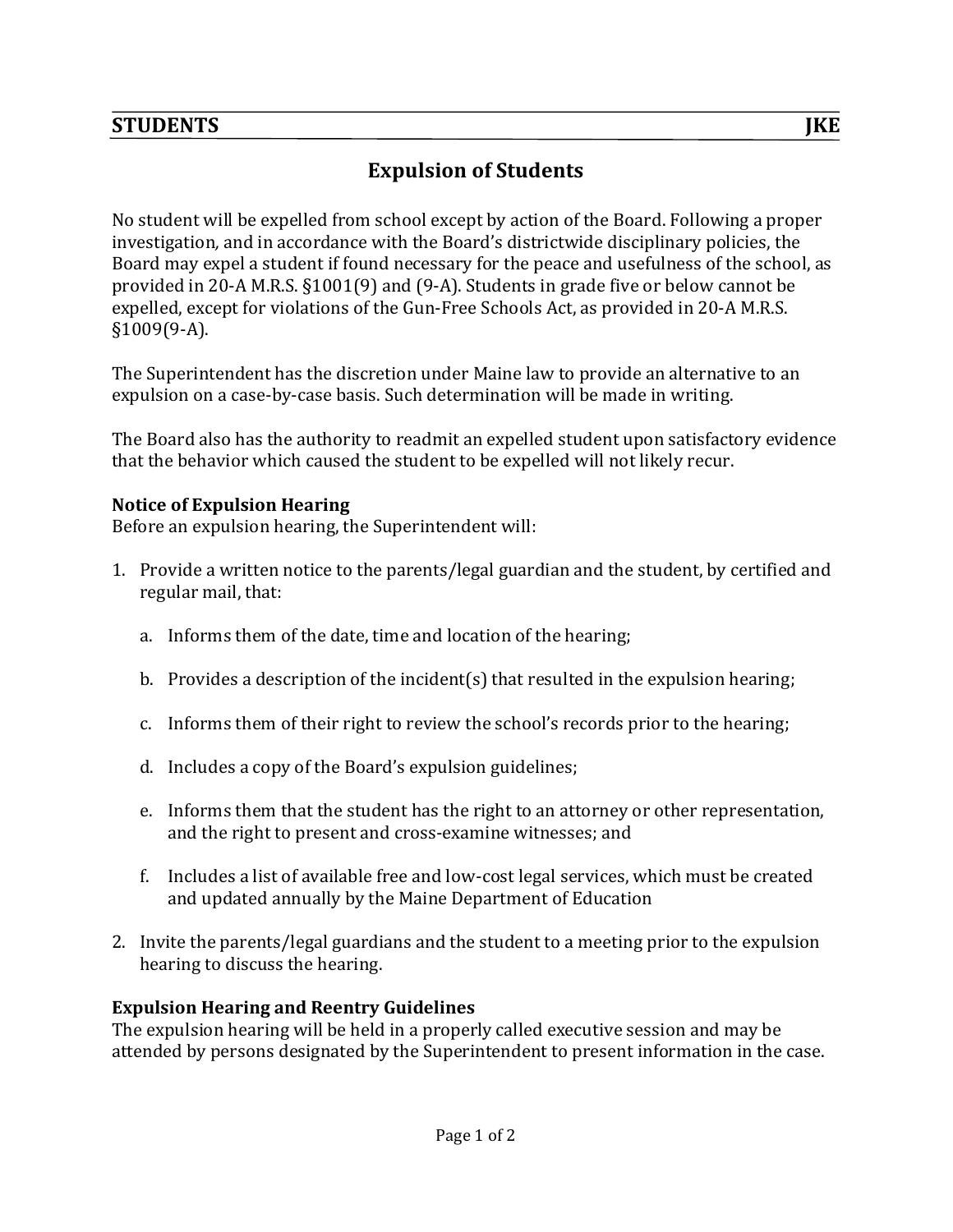**STUDENTS** **JKE**

# Expulsion of Students

No student will be expelled from school except by action of the Board. Following a proper investigation, and in accordance with the Board's districtwide disciplinary policies, the Board may expel a student if found necessary for the peace and usefulness of the school, as provided in 20-A M.R.S. §1001(9) and (9-A). Students in grade five or below cannot be expelled, except for violations of the Gun-Free Schools Act, as provided in 20-A M.R.S. §1009(9-A).

The Superintendent has the discretion under Maine law to provide an alternative to an expulsion on a case-by-case basis. Such determination will be made in writing.

The Board also has the authority to readmit an expelled student upon satisfactory evidence that the behavior which caused the student to be expelled will not likely recur.

**Notice of Expulsion Hearing**
Before an expulsion hearing, the Superintendent will:

1. Provide a written notice to the parents/legal guardian and the student, by certified and regular mail, that:

    a. Informs them of the date, time and location of the hearing;

    b. Provides a description of the incident(s) that resulted in the expulsion hearing;

    c. Informs them of their right to review the school's records prior to the hearing;

    d. Includes a copy of the Board's expulsion guidelines;

    e. Informs them that the student has the right to an attorney or other representation, and the right to present and cross-examine witnesses; and

    f. Includes a list of available free and low-cost legal services, which must be created and updated annually by the Maine Department of Education

2. Invite the parents/legal guardians and the student to a meeting prior to the expulsion hearing to discuss the hearing.

**Expulsion Hearing and Reentry Guidelines**
The expulsion hearing will be held in a properly called executive session and may be attended by persons designated by the Superintendent to present information in the case.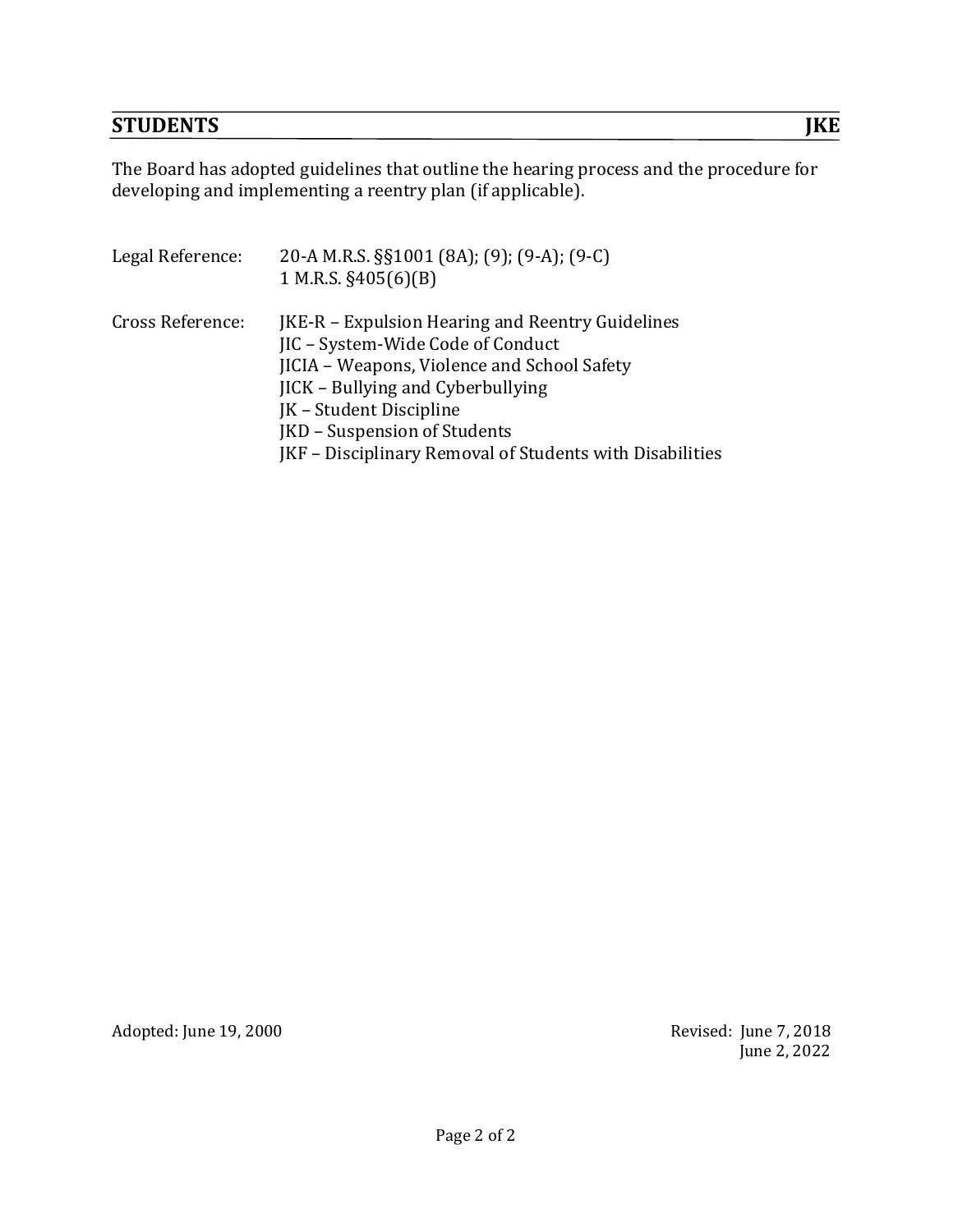## STUDENTS — JKE

The Board has adopted guidelines that outline the hearing process and the procedure for developing and implementing a reentry plan (if applicable).

Legal Reference: 20-A M.R.S. §§1001 (8A); (9); (9-A); (9-C)
1 M.R.S. §405(6)(B)

Cross Reference:
JKE-R – Expulsion Hearing and Reentry Guidelines
JIC – System-Wide Code of Conduct
JICIA – Weapons, Violence and School Safety
JICK – Bullying and Cyberbullying
JK – Student Discipline
JKD – Suspension of Students
JKF – Disciplinary Removal of Students with Disabilities

Adopted: June 19, 2000

Revised: June 7, 2018
June 2, 2022